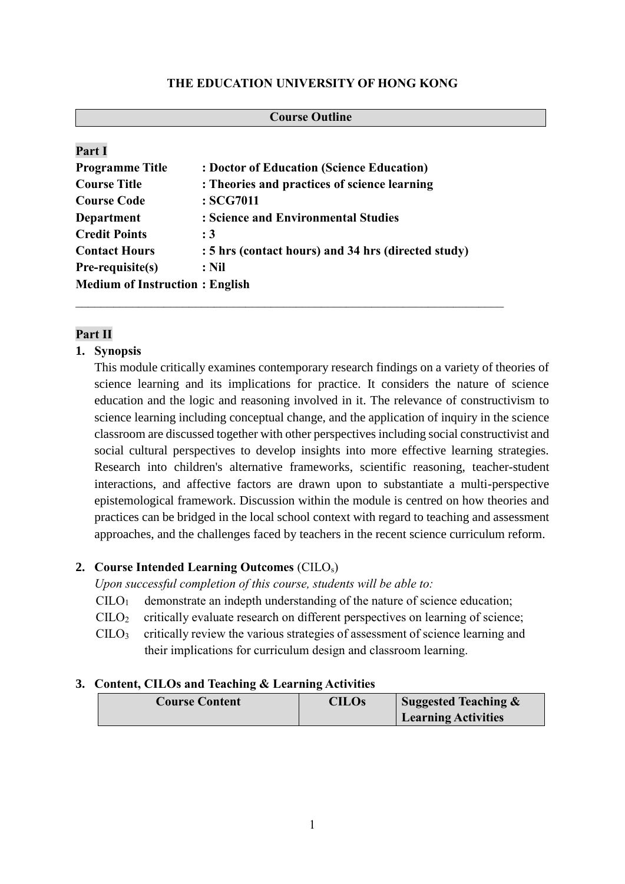**THE EDUCATION UNIVERSITY OF HONG KONG**

**Course Outline**

**Part I**

**Programme Title : Doctor of Education (Science Education)**
**Course Title : Theories and practices of science learning**
**Course Code : SCG7011**
**Department : Science and Environmental Studies**
**Credit Points : 3**
**Contact Hours : 5 hrs (contact hours) and 34 hrs (directed study)**
**Pre-requisite(s) : Nil**
**Medium of Instruction : English**

---

**Part II**

**1. Synopsis**

This module critically examines contemporary research findings on a variety of theories of science learning and its implications for practice. It considers the nature of science education and the logic and reasoning involved in it. The relevance of constructivism to science learning including conceptual change, and the application of inquiry in the science classroom are discussed together with other perspectives including social constructivist and social cultural perspectives to develop insights into more effective learning strategies. Research into children's alternative frameworks, scientific reasoning, teacher-student interactions, and affective factors are drawn upon to substantiate a multi-perspective epistemological framework. Discussion within the module is centred on how theories and practices can be bridged in the local school context with regard to teaching and assessment approaches, and the challenges faced by teachers in the recent science curriculum reform.

**2. Course Intended Learning Outcomes** ($CILO_s$)

*Upon successful completion of this course, students will be able to:*

$CILO_1$ demonstrate an indepth understanding of the nature of science education;

$CILO_2$ critically evaluate research on different perspectives on learning of science;

$CILO_3$ critically review the various strategies of assessment of science learning and their implications for curriculum design and classroom learning.

**3. Content, CILOs and Teaching & Learning Activities**

| Course Content | CILOs | Suggested Teaching & Learning Activities |
|---|---|---|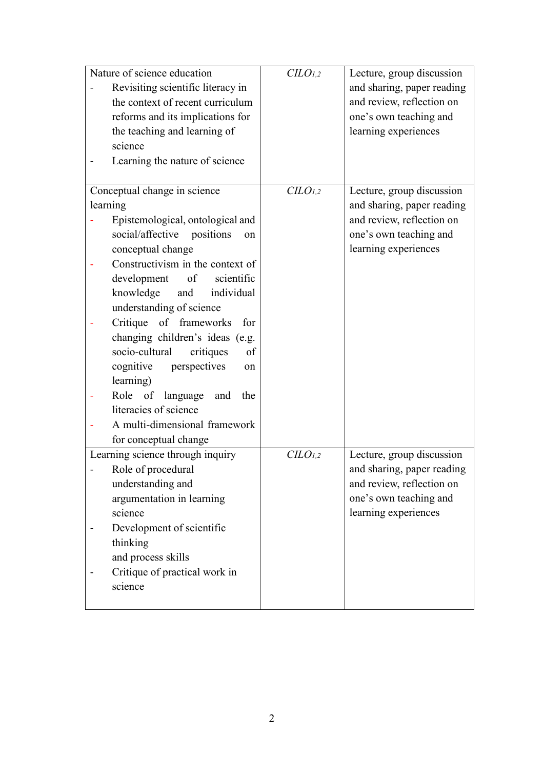| | | |
|---|---|---|
| Nature of science education<br>- Revisiting scientific literacy in the context of recent curriculum reforms and its implications for the teaching and learning of science<br>- Learning the nature of science | *CILO*$_{1,2}$ | Lecture, group discussion and sharing, paper reading and review, reflection on one's own teaching and learning experiences |
| Conceptual change in science learning<br>- Epistemological, ontological and social/affective positions on conceptual change<br>- Constructivism in the context of development of scientific knowledge and individual understanding of science<br>- Critique of frameworks for changing children's ideas (e.g. socio-cultural critiques of cognitive perspectives on learning)<br>- Role of language and the literacies of science<br>- A multi-dimensional framework for conceptual change | *CILO*$_{1,2}$ | Lecture, group discussion and sharing, paper reading and review, reflection on one's own teaching and learning experiences |
| Learning science through inquiry<br>- Role of procedural understanding and argumentation in learning science<br>- Development of scientific thinking and process skills<br>- Critique of practical work in science | *CILO*$_{1,2}$ | Lecture, group discussion and sharing, paper reading and review, reflection on one's own teaching and learning experiences |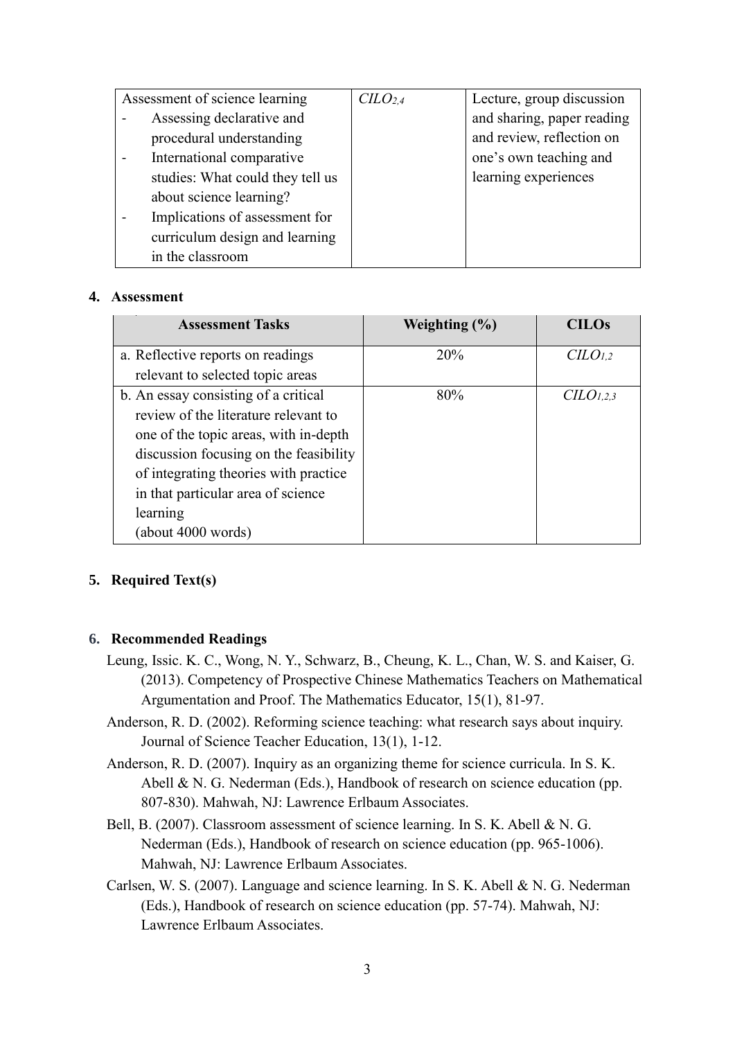| Assessment of science learning<br>- Assessing declarative and procedural understanding<br>- International comparative studies: What could they tell us about science learning?<br>- Implications of assessment for curriculum design and learning in the classroom | *CILO$_{2,4}$* | Lecture, group discussion and sharing, paper reading and review, reflection on one's own teaching and learning experiences |
|---|---|---|

## 4. Assessment

| Assessment Tasks | Weighting (%) | CILOs |
|---|---|---|
| a. Reflective reports on readings relevant to selected topic areas | 20% | *CILO$_{1,2}$* |
| b. An essay consisting of a critical review of the literature relevant to one of the topic areas, with in-depth discussion focusing on the feasibility of integrating theories with practice in that particular area of science learning (about 4000 words) | 80% | *CILO$_{1,2,3}$* |

## 5. Required Text(s)

## 6. Recommended Readings

Leung, Issic. K. C., Wong, N. Y., Schwarz, B., Cheung, K. L., Chan, W. S. and Kaiser, G. (2013). Competency of Prospective Chinese Mathematics Teachers on Mathematical Argumentation and Proof. The Mathematics Educator, 15(1), 81-97.

Anderson, R. D. (2002). Reforming science teaching: what research says about inquiry. Journal of Science Teacher Education, 13(1), 1-12.

Anderson, R. D. (2007). Inquiry as an organizing theme for science curricula. In S. K. Abell & N. G. Nederman (Eds.), Handbook of research on science education (pp. 807-830). Mahwah, NJ: Lawrence Erlbaum Associates.

Bell, B. (2007). Classroom assessment of science learning. In S. K. Abell & N. G. Nederman (Eds.), Handbook of research on science education (pp. 965-1006). Mahwah, NJ: Lawrence Erlbaum Associates.

Carlsen, W. S. (2007). Language and science learning. In S. K. Abell & N. G. Nederman (Eds.), Handbook of research on science education (pp. 57-74). Mahwah, NJ: Lawrence Erlbaum Associates.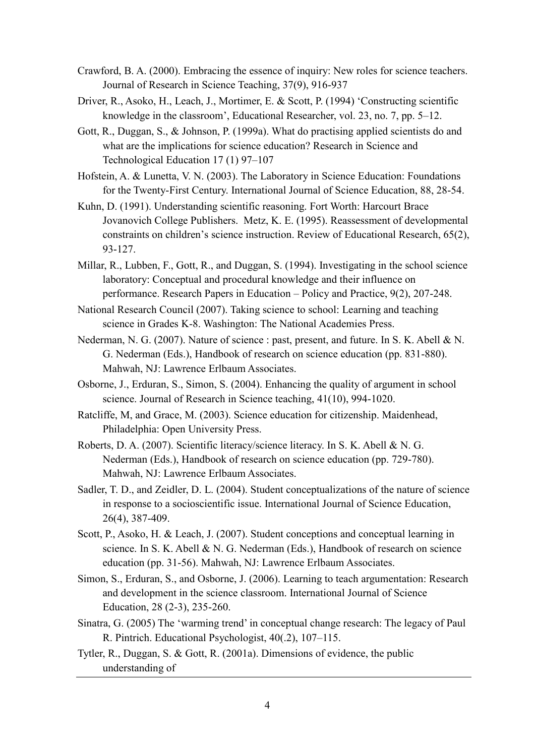Crawford, B. A. (2000). Embracing the essence of inquiry: New roles for science teachers. Journal of Research in Science Teaching, 37(9), 916-937

Driver, R., Asoko, H., Leach, J., Mortimer, E. & Scott, P. (1994) 'Constructing scientific knowledge in the classroom', Educational Researcher, vol. 23, no. 7, pp. 5–12.

Gott, R., Duggan, S., & Johnson, P. (1999a). What do practising applied scientists do and what are the implications for science education? Research in Science and Technological Education 17 (1) 97–107

Hofstein, A. & Lunetta, V. N. (2003). The Laboratory in Science Education: Foundations for the Twenty-First Century. International Journal of Science Education, 88, 28-54.

Kuhn, D. (1991). Understanding scientific reasoning. Fort Worth: Harcourt Brace Jovanovich College Publishers. Metz, K. E. (1995). Reassessment of developmental constraints on children's science instruction. Review of Educational Research, 65(2), 93-127.

Millar, R., Lubben, F., Gott, R., and Duggan, S. (1994). Investigating in the school science laboratory: Conceptual and procedural knowledge and their influence on performance. Research Papers in Education – Policy and Practice, 9(2), 207-248.

National Research Council (2007). Taking science to school: Learning and teaching science in Grades K-8. Washington: The National Academies Press.

Nederman, N. G. (2007). Nature of science : past, present, and future. In S. K. Abell & N. G. Nederman (Eds.), Handbook of research on science education (pp. 831-880). Mahwah, NJ: Lawrence Erlbaum Associates.

Osborne, J., Erduran, S., Simon, S. (2004). Enhancing the quality of argument in school science. Journal of Research in Science teaching, 41(10), 994-1020.

Ratcliffe, M, and Grace, M. (2003). Science education for citizenship. Maidenhead, Philadelphia: Open University Press.

Roberts, D. A. (2007). Scientific literacy/science literacy. In S. K. Abell & N. G. Nederman (Eds.), Handbook of research on science education (pp. 729-780). Mahwah, NJ: Lawrence Erlbaum Associates.

Sadler, T. D., and Zeidler, D. L. (2004). Student conceptualizations of the nature of science in response to a socioscientific issue. International Journal of Science Education, 26(4), 387-409.

Scott, P., Asoko, H. & Leach, J. (2007). Student conceptions and conceptual learning in science. In S. K. Abell & N. G. Nederman (Eds.), Handbook of research on science education (pp. 31-56). Mahwah, NJ: Lawrence Erlbaum Associates.

Simon, S., Erduran, S., and Osborne, J. (2006). Learning to teach argumentation: Research and development in the science classroom. International Journal of Science Education, 28 (2-3), 235-260.

Sinatra, G. (2005) The 'warming trend' in conceptual change research: The legacy of Paul R. Pintrich. Educational Psychologist, 40(.2), 107–115.

Tytler, R., Duggan, S. & Gott, R. (2001a). Dimensions of evidence, the public understanding of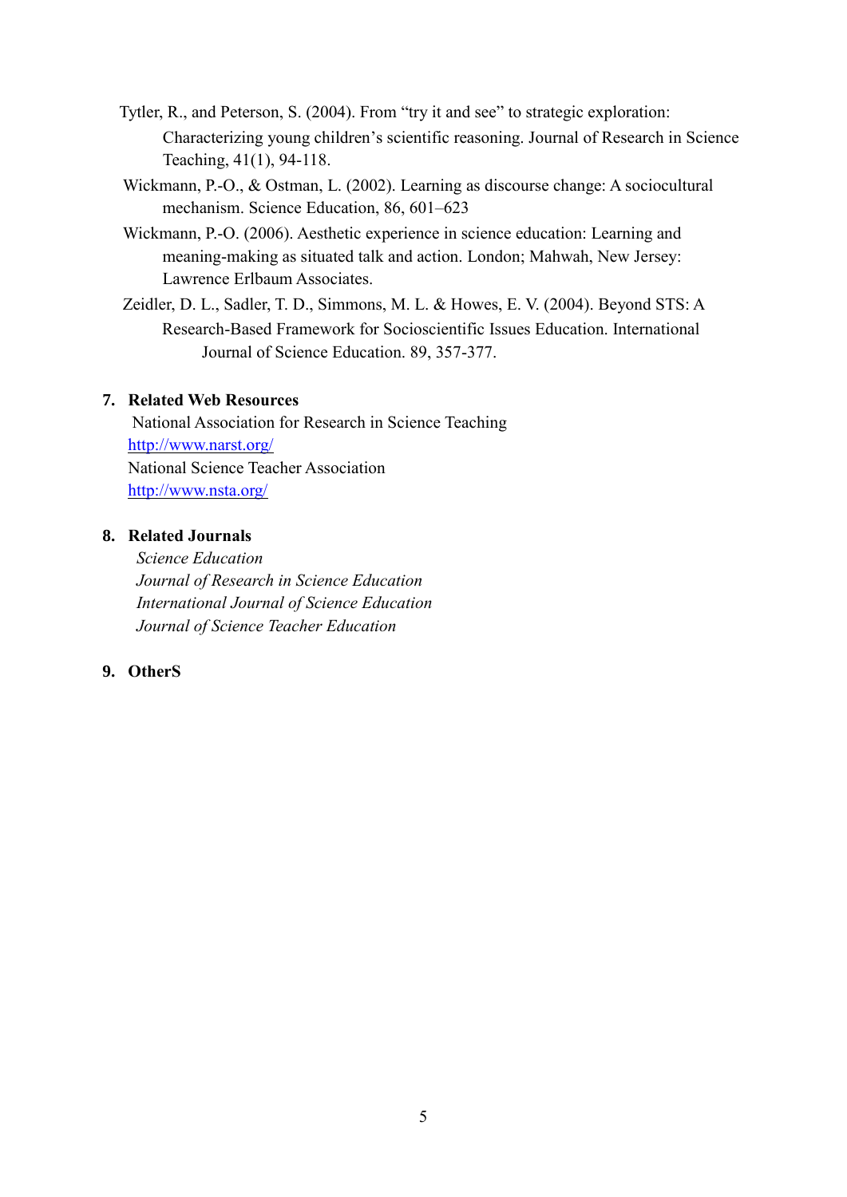Tytler, R., and Peterson, S. (2004). From "try it and see" to strategic exploration: Characterizing young children's scientific reasoning. Journal of Research in Science Teaching, 41(1), 94-118.

Wickmann, P.-O., & Ostman, L. (2002). Learning as discourse change: A sociocultural mechanism. Science Education, 86, 601–623

Wickmann, P.-O. (2006). Aesthetic experience in science education: Learning and meaning-making as situated talk and action. London; Mahwah, New Jersey: Lawrence Erlbaum Associates.

Zeidler, D. L., Sadler, T. D., Simmons, M. L. & Howes, E. V. (2004). Beyond STS: A Research-Based Framework for Socioscientific Issues Education. International Journal of Science Education. 89, 357-377.

## 7. Related Web Resources

National Association for Research in Science Teaching
http://www.narst.org/
National Science Teacher Association
http://www.nsta.org/

## 8. Related Journals

*Science Education*
*Journal of Research in Science Education*
*International Journal of Science Education*
*Journal of Science Teacher Education*

## 9. OtherS